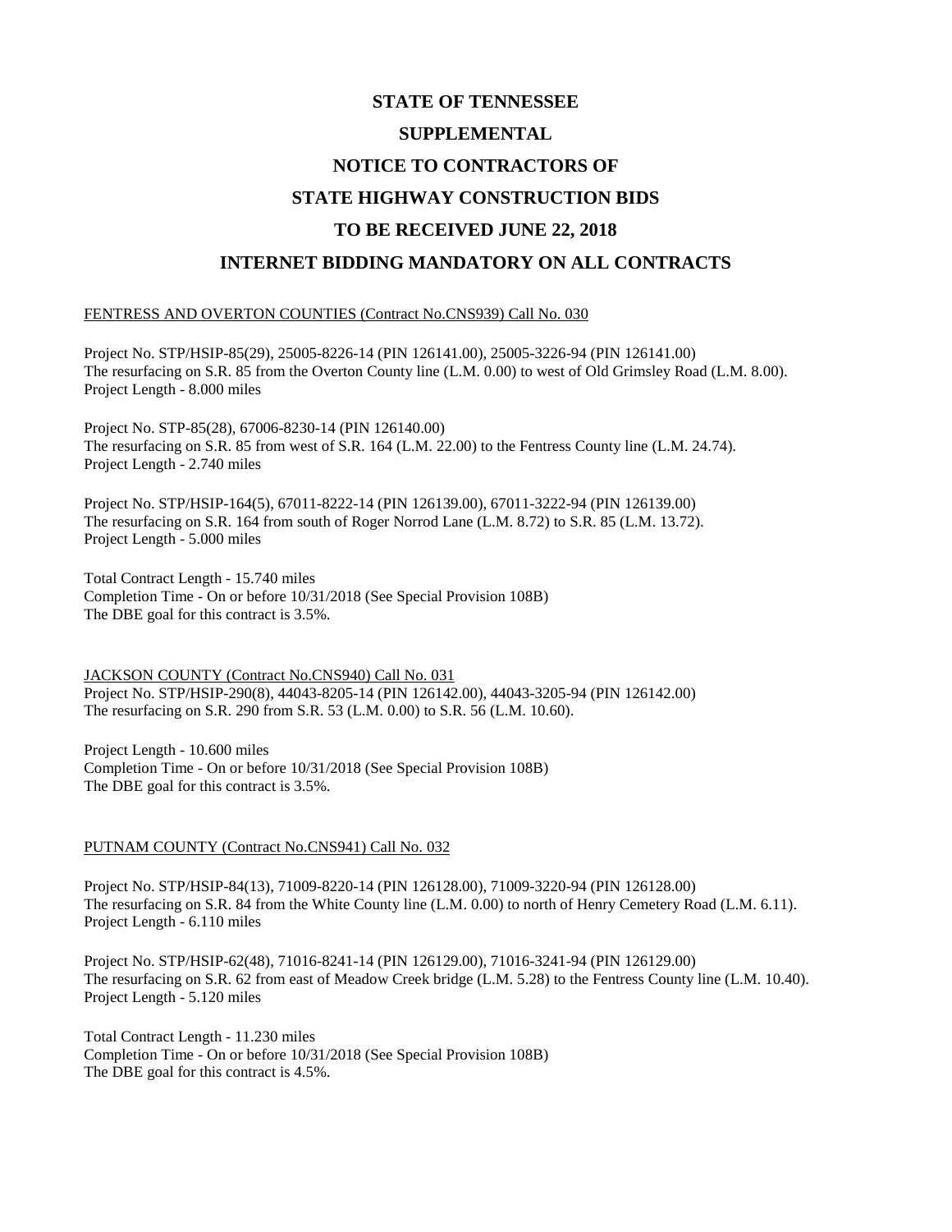# STATE OF TENNESSEE

# SUPPLEMENTAL

# NOTICE TO CONTRACTORS OF

# STATE HIGHWAY CONSTRUCTION BIDS

# TO BE RECEIVED JUNE 22, 2018

# INTERNET BIDDING MANDATORY ON ALL CONTRACTS

FENTRESS AND OVERTON COUNTIES (Contract No.CNS939) Call No. 030

Project No. STP/HSIP-85(29), 25005-8226-14 (PIN 126141.00), 25005-3226-94 (PIN 126141.00)
The resurfacing on S.R. 85 from the Overton County line (L.M. 0.00) to west of Old Grimsley Road (L.M. 8.00).
Project Length - 8.000 miles

Project No. STP-85(28), 67006-8230-14 (PIN 126140.00)
The resurfacing on S.R. 85 from west of S.R. 164 (L.M. 22.00) to the Fentress County line (L.M. 24.74).
Project Length - 2.740 miles

Project No. STP/HSIP-164(5), 67011-8222-14 (PIN 126139.00), 67011-3222-94 (PIN 126139.00)
The resurfacing on S.R. 164 from south of Roger Norrod Lane (L.M. 8.72) to S.R. 85 (L.M. 13.72).
Project Length - 5.000 miles

Total Contract Length - 15.740 miles
Completion Time - On or before 10/31/2018 (See Special Provision 108B)
The DBE goal for this contract is 3.5%.

JACKSON COUNTY (Contract No.CNS940) Call No. 031
Project No. STP/HSIP-290(8), 44043-8205-14 (PIN 126142.00), 44043-3205-94 (PIN 126142.00)
The resurfacing on S.R. 290 from S.R. 53 (L.M. 0.00) to S.R. 56 (L.M. 10.60).

Project Length - 10.600 miles
Completion Time - On or before 10/31/2018 (See Special Provision 108B)
The DBE goal for this contract is 3.5%.

PUTNAM COUNTY (Contract No.CNS941) Call No. 032

Project No. STP/HSIP-84(13), 71009-8220-14 (PIN 126128.00), 71009-3220-94 (PIN 126128.00)
The resurfacing on S.R. 84 from the White County line (L.M. 0.00) to north of Henry Cemetery Road (L.M. 6.11).
Project Length - 6.110 miles

Project No. STP/HSIP-62(48), 71016-8241-14 (PIN 126129.00), 71016-3241-94 (PIN 126129.00)
The resurfacing on S.R. 62 from east of Meadow Creek bridge (L.M. 5.28) to the Fentress County line (L.M. 10.40).
Project Length - 5.120 miles

Total Contract Length - 11.230 miles
Completion Time - On or before 10/31/2018 (See Special Provision 108B)
The DBE goal for this contract is 4.5%.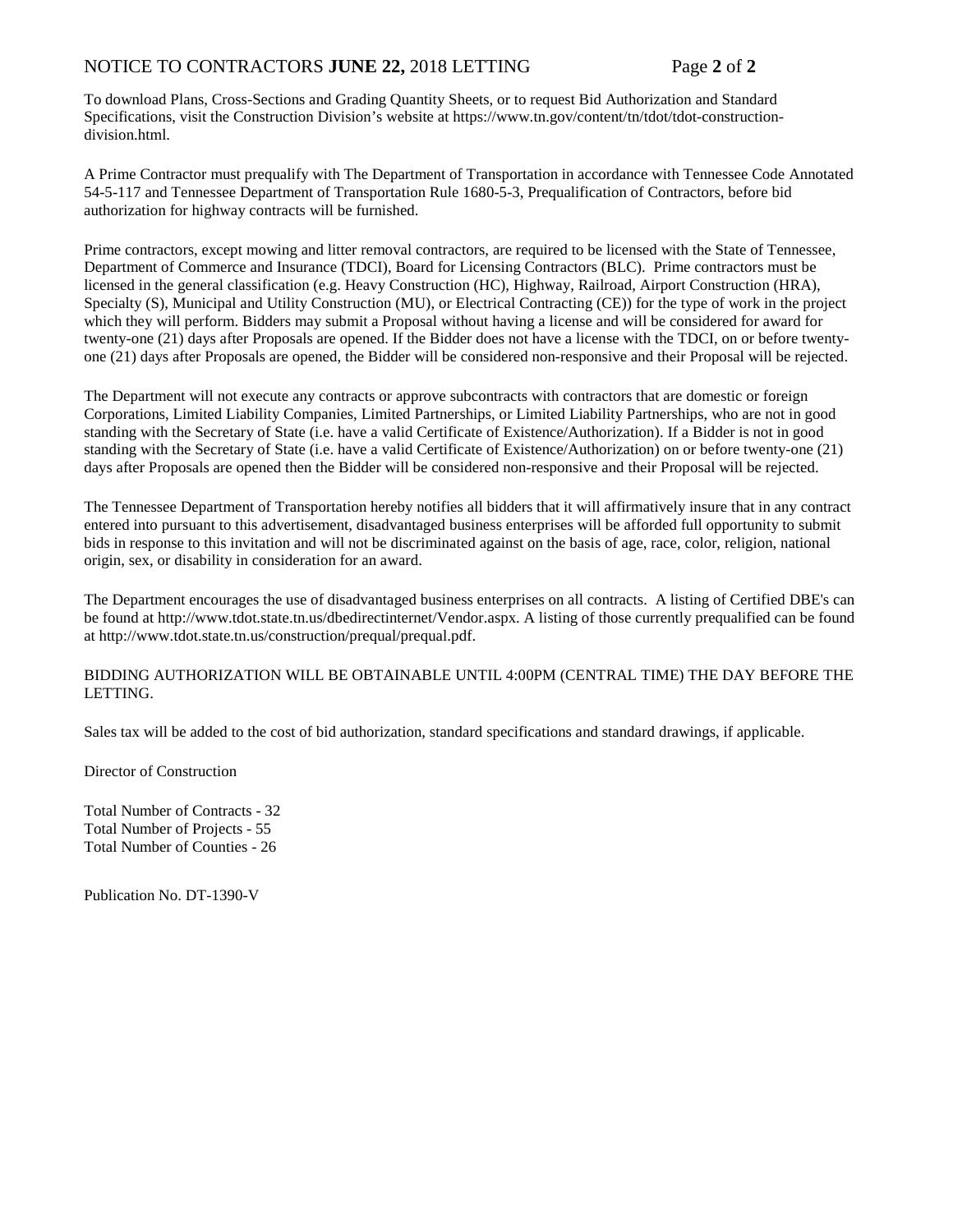To download Plans, Cross-Sections and Grading Quantity Sheets, or to request Bid Authorization and Standard Specifications, visit the Construction Division's website at https://www.tn.gov/content/tn/tdot/tdot-construction-division.html.

A Prime Contractor must prequalify with The Department of Transportation in accordance with Tennessee Code Annotated 54-5-117 and Tennessee Department of Transportation Rule 1680-5-3, Prequalification of Contractors, before bid authorization for highway contracts will be furnished.

Prime contractors, except mowing and litter removal contractors, are required to be licensed with the State of Tennessee, Department of Commerce and Insurance (TDCI), Board for Licensing Contractors (BLC). Prime contractors must be licensed in the general classification (e.g. Heavy Construction (HC), Highway, Railroad, Airport Construction (HRA), Specialty (S), Municipal and Utility Construction (MU), or Electrical Contracting (CE)) for the type of work in the project which they will perform. Bidders may submit a Proposal without having a license and will be considered for award for twenty-one (21) days after Proposals are opened. If the Bidder does not have a license with the TDCI, on or before twenty-one (21) days after Proposals are opened, the Bidder will be considered non-responsive and their Proposal will be rejected.

The Department will not execute any contracts or approve subcontracts with contractors that are domestic or foreign Corporations, Limited Liability Companies, Limited Partnerships, or Limited Liability Partnerships, who are not in good standing with the Secretary of State (i.e. have a valid Certificate of Existence/Authorization). If a Bidder is not in good standing with the Secretary of State (i.e. have a valid Certificate of Existence/Authorization) on or before twenty-one (21) days after Proposals are opened then the Bidder will be considered non-responsive and their Proposal will be rejected.

The Tennessee Department of Transportation hereby notifies all bidders that it will affirmatively insure that in any contract entered into pursuant to this advertisement, disadvantaged business enterprises will be afforded full opportunity to submit bids in response to this invitation and will not be discriminated against on the basis of age, race, color, religion, national origin, sex, or disability in consideration for an award.

The Department encourages the use of disadvantaged business enterprises on all contracts. A listing of Certified DBE's can be found at http://www.tdot.state.tn.us/dbedirectinternet/Vendor.aspx. A listing of those currently prequalified can be found at http://www.tdot.state.tn.us/construction/prequal/prequal.pdf.

BIDDING AUTHORIZATION WILL BE OBTAINABLE UNTIL 4:00PM (CENTRAL TIME) THE DAY BEFORE THE LETTING.

Sales tax will be added to the cost of bid authorization, standard specifications and standard drawings, if applicable.

Director of Construction

Total Number of Contracts - 32
Total Number of Projects - 55
Total Number of Counties - 26

Publication No. DT-1390-V